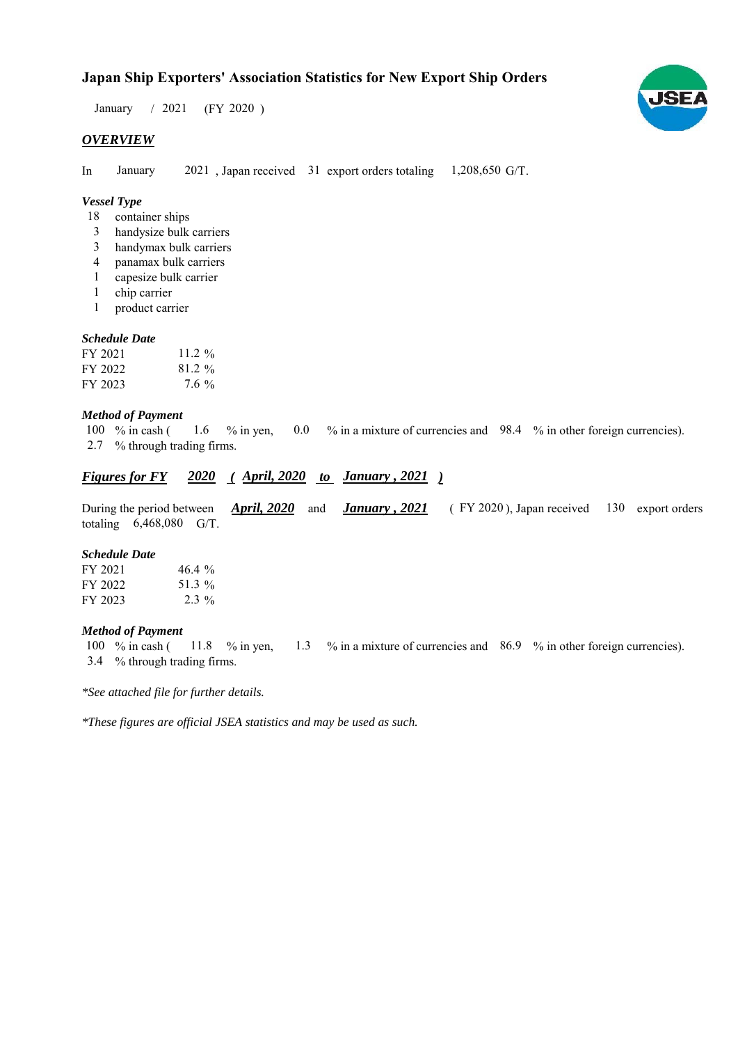# Japan Ship Exporters' Association Statistics for New Export Ship Orders

January / 2021 (FY 2020 )

## *OVERVIEW*

In January 2021 , Japan received 31 export orders totaling 1,208,650 G/T.

### *Vessel Type*

- 18 container ships
- 3 handysize bulk carriers
- 3 handymax bulk carriers
- 4 panamax bulk carriers
- 1 capesize bulk carrier
- 1 chip carrier
- 1 product carrier

### *Schedule Date*

| | |
|---|---|
| FY 2021 | 11.2 % |
| FY 2022 | 81.2 % |
| FY 2023 | 7.6 % |

### *Method of Payment*

100 % in cash ( 1.6 % in yen, 0.0 % in a mixture of currencies and 98.4 % in other foreign currencies).
2.7 % through trading firms.

## ***Figures for FY 2020 ( April, 2020 to January , 2021 )***

During the period between ***April, 2020*** and ***January , 2021*** ( FY 2020 ), Japan received 130 export orders totaling 6,468,080 G/T.

### *Schedule Date*

| | |
|---|---|
| FY 2021 | 46.4 % |
| FY 2022 | 51.3 % |
| FY 2023 | 2.3 % |

### *Method of Payment*

100 % in cash ( 11.8 % in yen, 1.3 % in a mixture of currencies and 86.9 % in other foreign currencies).
3.4 % through trading firms.

*\*See attached file for further details.*

*\*These figures are official JSEA statistics and may be used as such.*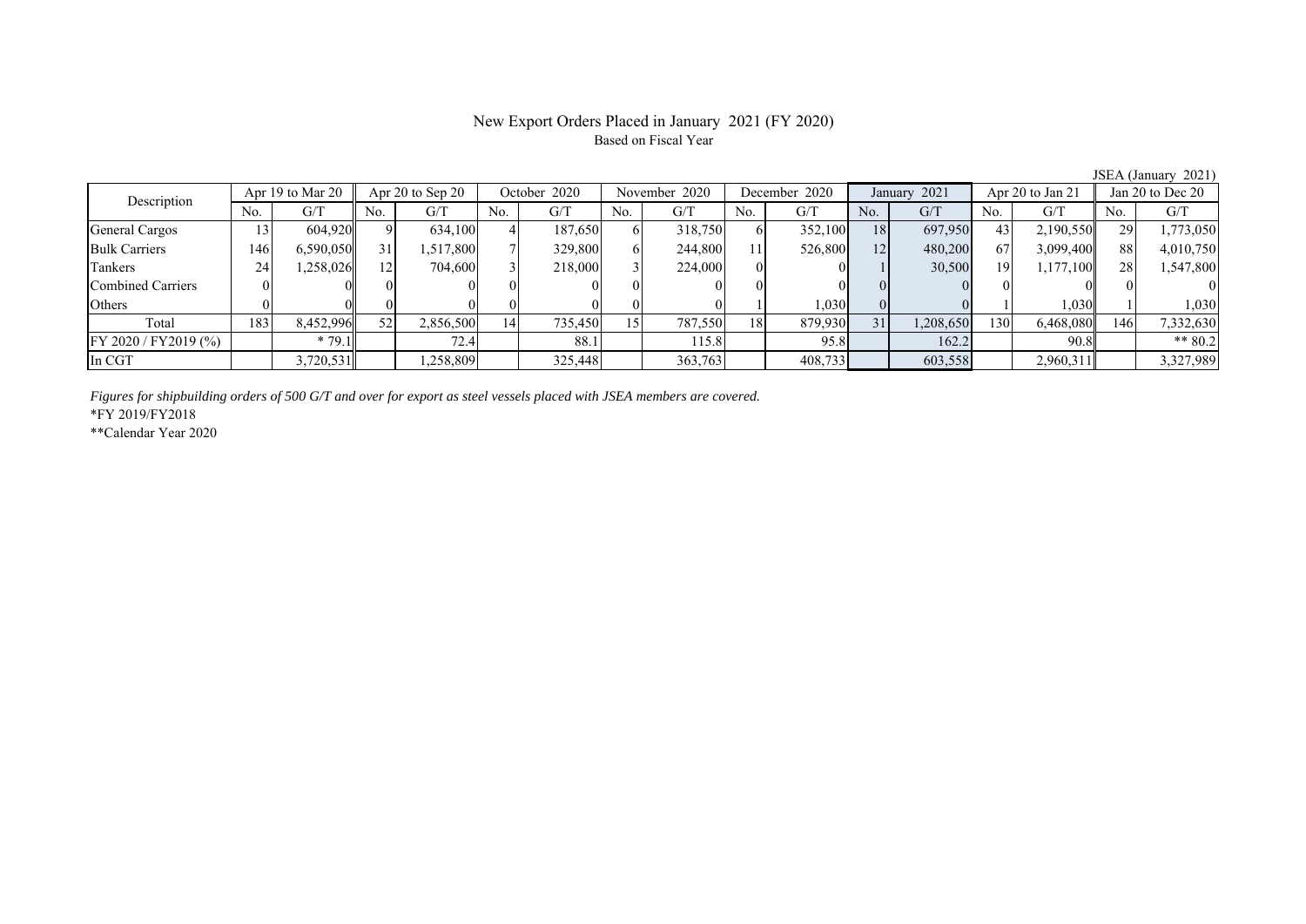# New Export Orders Placed in January 2021 (FY 2020)

Based on Fiscal Year

JSEA (January 2021)

| Description | Apr 19 to Mar 20 | | Apr 20 to Sep 20 | | October 2020 | | November 2020 | | December 2020 | | January 2021 | | Apr 20 to Jan 21 | | Jan 20 to Dec 20 | |
|---|---|---|---|---|---|---|---|---|---|---|---|---|---|---|---|---|
| | No. | G/T | No. | G/T | No. | G/T | No. | G/T | No. | G/T | No. | G/T | No. | G/T | No. | G/T |
| General Cargos | 13 | 604,920 | 9 | 634,100 | 4 | 187,650 | 6 | 318,750 | 6 | 352,100 | 18 | 697,950 | 43 | 2,190,550 | 29 | 1,773,050 |
| Bulk Carriers | 146 | 6,590,050 | 31 | 1,517,800 | 7 | 329,800 | 6 | 244,800 | 11 | 526,800 | 12 | 480,200 | 67 | 3,099,400 | 88 | 4,010,750 |
| Tankers | 24 | 1,258,026 | 12 | 704,600 | 3 | 218,000 | 3 | 224,000 | 0 | 0 | 1 | 30,500 | 19 | 1,177,100 | 28 | 1,547,800 |
| Combined Carriers | 0 | 0 | 0 | 0 | 0 | 0 | 0 | 0 | 0 | 0 | 0 | 0 | 0 | 0 | 0 | 0 |
| Others | 0 | 0 | 0 | 0 | 0 | 0 | 0 | 0 | 1 | 1,030 | 0 | 0 | 1 | 1,030 | 1 | 1,030 |
| Total | 183 | 8,452,996 | 52 | 2,856,500 | 14 | 735,450 | 15 | 787,550 | 18 | 879,930 | 31 | 1,208,650 | 130 | 6,468,080 | 146 | 7,332,630 |
| FY 2020 / FY2019 (%) | | * 79.1 | | 72.4 | | 88.1 | | 115.8 | | 95.8 | | 162.2 | | 90.8 | | ** 80.2 |
| In CGT | | 3,720,531 | | 1,258,809 | | 325,448 | | 363,763 | | 408,733 | | 603,558 | | 2,960,311 | | 3,327,989 |

*Figures for shipbuilding orders of 500 G/T and over for export as steel vessels placed with JSEA members are covered.*

*FY 2019/FY2018

**Calendar Year 2020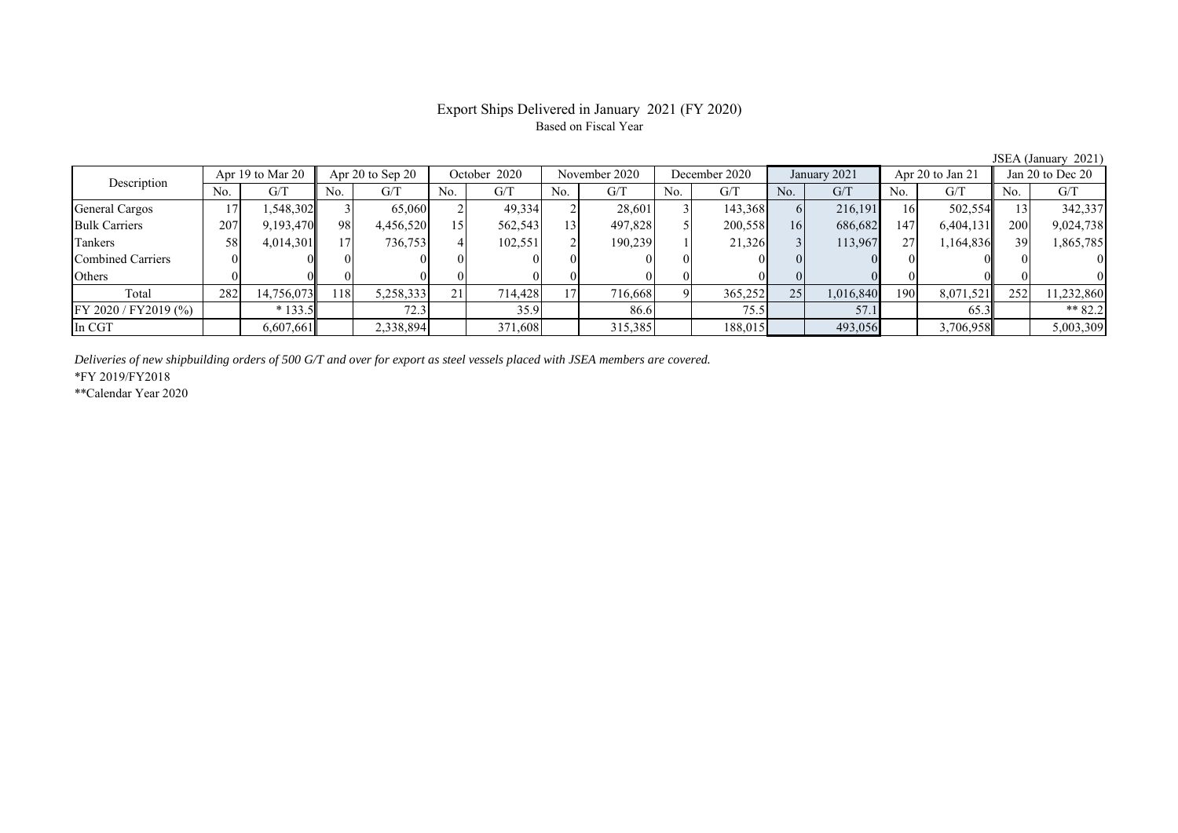# Export Ships Delivered in January 2021 (FY 2020)

Based on Fiscal Year

JSEA (January 2021)

| Description | Apr 19 to Mar 20 | | Apr 20 to Sep 20 | | October 2020 | | November 2020 | | December 2020 | | January 2021 | | Apr 20 to Jan 21 | | Jan 20 to Dec 20 | |
|---|---|---|---|---|---|---|---|---|---|---|---|---|---|---|---|---|
| | No. | G/T | No. | G/T | No. | G/T | No. | G/T | No. | G/T | No. | G/T | No. | G/T | No. | G/T |
| General Cargos | 17 | 1,548,302 | 3 | 65,060 | 2 | 49,334 | 2 | 28,601 | 3 | 143,368 | 6 | 216,191 | 16 | 502,554 | 13 | 342,337 |
| Bulk Carriers | 207 | 9,193,470 | 98 | 4,456,520 | 15 | 562,543 | 13 | 497,828 | 5 | 200,558 | 16 | 686,682 | 147 | 6,404,131 | 200 | 9,024,738 |
| Tankers | 58 | 4,014,301 | 17 | 736,753 | 4 | 102,551 | 2 | 190,239 | 1 | 21,326 | 3 | 113,967 | 27 | 1,164,836 | 39 | 1,865,785 |
| Combined Carriers | 0 | 0 | 0 | 0 | 0 | 0 | 0 | 0 | 0 | 0 | 0 | 0 | 0 | 0 | 0 | 0 |
| Others | 0 | 0 | 0 | 0 | 0 | 0 | 0 | 0 | 0 | 0 | 0 | 0 | 0 | 0 | 0 | 0 |
| Total | 282 | 14,756,073 | 118 | 5,258,333 | 21 | 714,428 | 17 | 716,668 | 9 | 365,252 | 25 | 1,016,840 | 190 | 8,071,521 | 252 | 11,232,860 |
| FY 2020 / FY2019 (%) | | * 133.5 | | 72.3 | | 35.9 | | 86.6 | | 75.5 | | 57.1 | | 65.3 | | ** 82.2 |
| In CGT | | 6,607,661 | | 2,338,894 | | 371,608 | | 315,385 | | 188,015 | | 493,056 | | 3,706,958 | | 5,003,309 |

*Deliveries of new shipbuilding orders of 500 G/T and over for export as steel vessels placed with JSEA members are covered.*

*FY 2019/FY2018

**Calendar Year 2020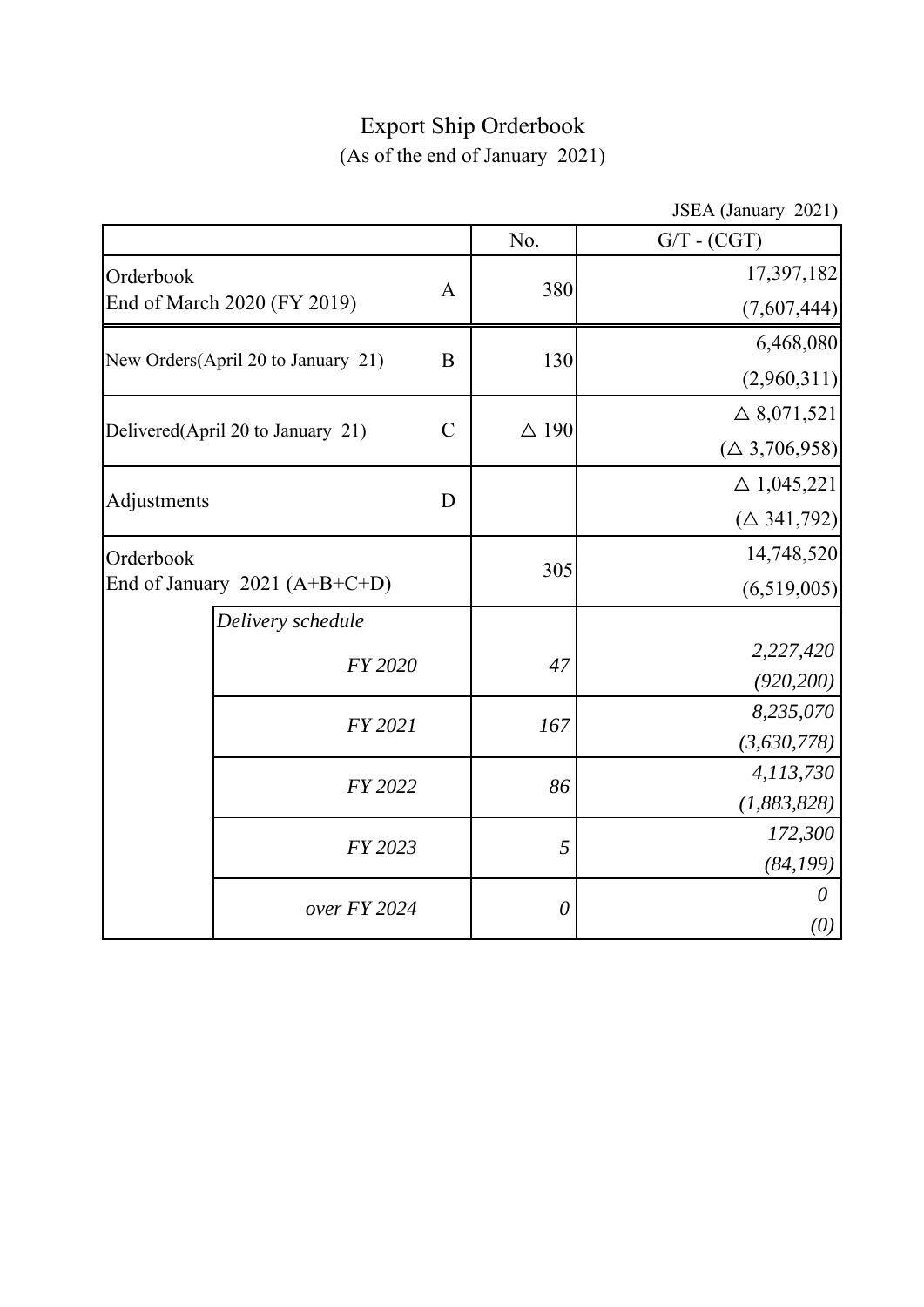# Export Ship Orderbook

(As of the end of January 2021)

JSEA (January 2021)

| | | | No. | G/T - (CGT) |
|---|---|---|---|---|
| Orderbook<br>End of March 2020 (FY 2019) | | A | 380 | 17,397,182<br>(7,607,444) |
| New Orders(April 20 to January 21) | | B | 130 | 6,468,080<br>(2,960,311) |
| Delivered(April 20 to January 21) | | C | △ 190 | △ 8,071,521<br>(△ 3,706,958) |
| Adjustments | | D | | △ 1,045,221<br>(△ 341,792) |
| Orderbook<br>End of January 2021 (A+B+C+D) | | | 305 | 14,748,520<br>(6,519,005) |
| | *Delivery schedule*<br>*FY 2020* | | *47* | *2,227,420*<br>*(920,200)* |
| | *FY 2021* | | *167* | *8,235,070*<br>*(3,630,778)* |
| | *FY 2022* | | *86* | *4,113,730*<br>*(1,883,828)* |
| | *FY 2023* | | *5* | *172,300*<br>*(84,199)* |
| | *over FY 2024* | | *0* | *0*<br>*(0)* |